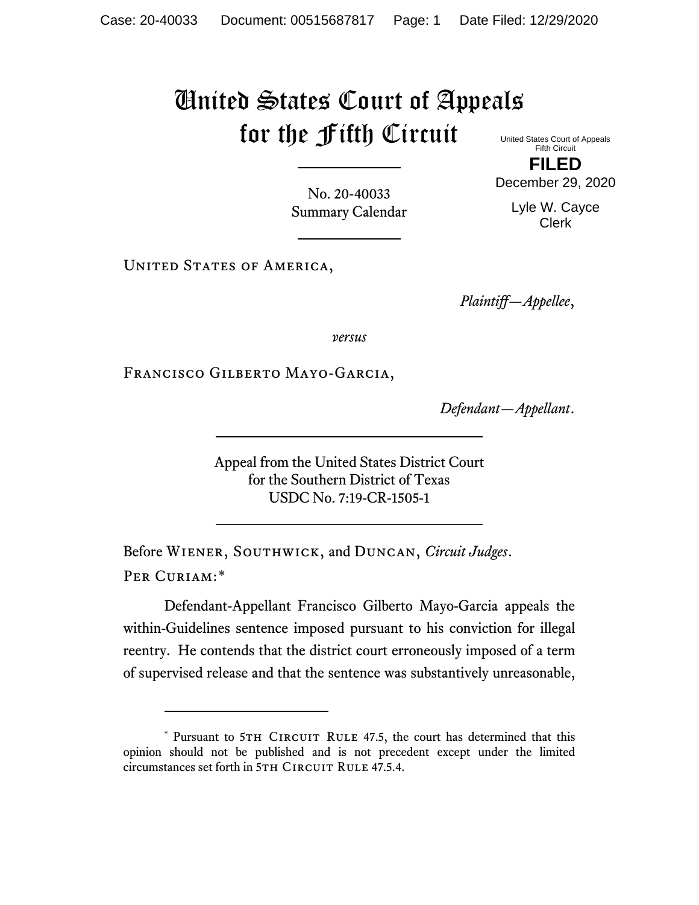# United States Court of Appeals for the Fifth Circuit

United States Court of Appeals
Fifth Circuit

**FILED**

December 29, 2020

Lyle W. Cayce
Clerk

No. 20-40033
Summary Calendar

United States of America,

*Plaintiff—Appellee*,

*versus*

Francisco Gilberto Mayo-Garcia,

*Defendant—Appellant*.

Appeal from the United States District Court
for the Southern District of Texas
USDC No. 7:19-CR-1505-1

Before Wiener, Southwick, and Duncan, *Circuit Judges*.

Per Curiam:*

Defendant-Appellant Francisco Gilberto Mayo-Garcia appeals the within-Guidelines sentence imposed pursuant to his conviction for illegal reentry. He contends that the district court erroneously imposed of a term of supervised release and that the sentence was substantively unreasonable,

---

* Pursuant to 5th Circuit Rule 47.5, the court has determined that this opinion should not be published and is not precedent except under the limited circumstances set forth in 5th Circuit Rule 47.5.4.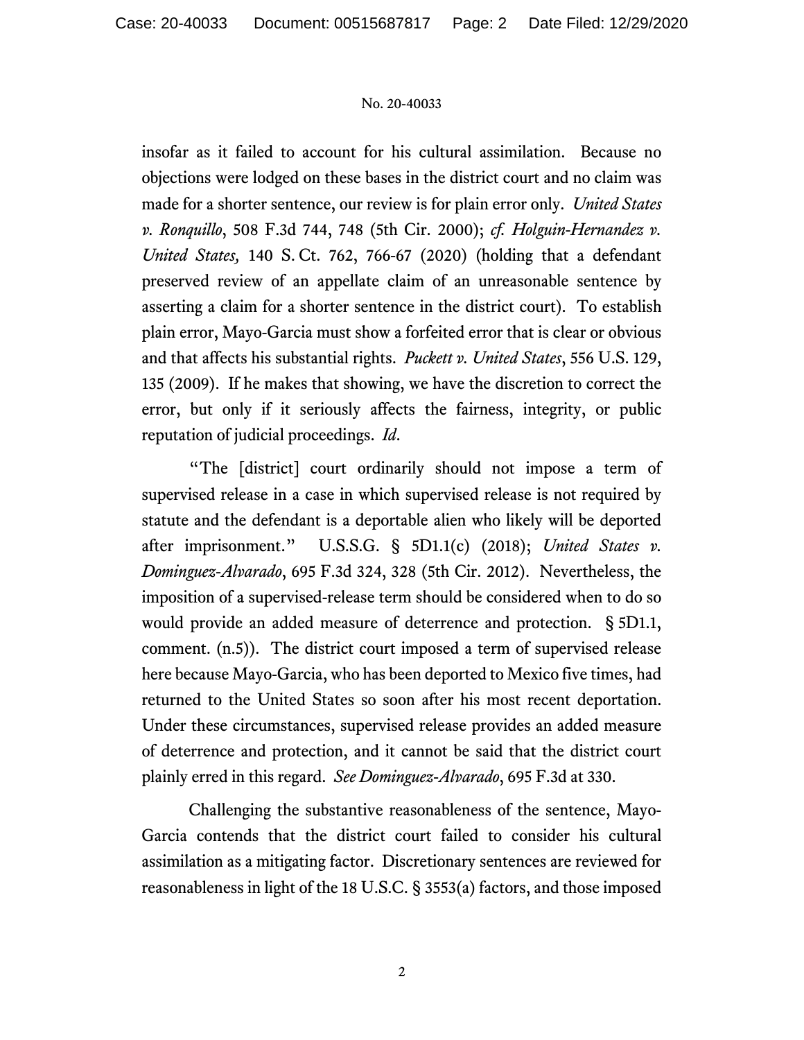insofar as it failed to account for his cultural assimilation. Because no objections were lodged on these bases in the district court and no claim was made for a shorter sentence, our review is for plain error only. *United States v. Ronquillo*, 508 F.3d 744, 748 (5th Cir. 2000); *cf. Holguin-Hernandez v. United States,* 140 S. Ct. 762, 766-67 (2020) (holding that a defendant preserved review of an appellate claim of an unreasonable sentence by asserting a claim for a shorter sentence in the district court). To establish plain error, Mayo-Garcia must show a forfeited error that is clear or obvious and that affects his substantial rights. *Puckett v. United States*, 556 U.S. 129, 135 (2009). If he makes that showing, we have the discretion to correct the error, but only if it seriously affects the fairness, integrity, or public reputation of judicial proceedings. *Id*.

"The [district] court ordinarily should not impose a term of supervised release in a case in which supervised release is not required by statute and the defendant is a deportable alien who likely will be deported after imprisonment." U.S.S.G. § 5D1.1(c) (2018); *United States v. Dominguez-Alvarado*, 695 F.3d 324, 328 (5th Cir. 2012). Nevertheless, the imposition of a supervised-release term should be considered when to do so would provide an added measure of deterrence and protection. § 5D1.1, comment. (n.5)). The district court imposed a term of supervised release here because Mayo-Garcia, who has been deported to Mexico five times, had returned to the United States so soon after his most recent deportation. Under these circumstances, supervised release provides an added measure of deterrence and protection, and it cannot be said that the district court plainly erred in this regard. *See Dominguez-Alvarado*, 695 F.3d at 330.

Challenging the substantive reasonableness of the sentence, Mayo-Garcia contends that the district court failed to consider his cultural assimilation as a mitigating factor. Discretionary sentences are reviewed for reasonableness in light of the 18 U.S.C. § 3553(a) factors, and those imposed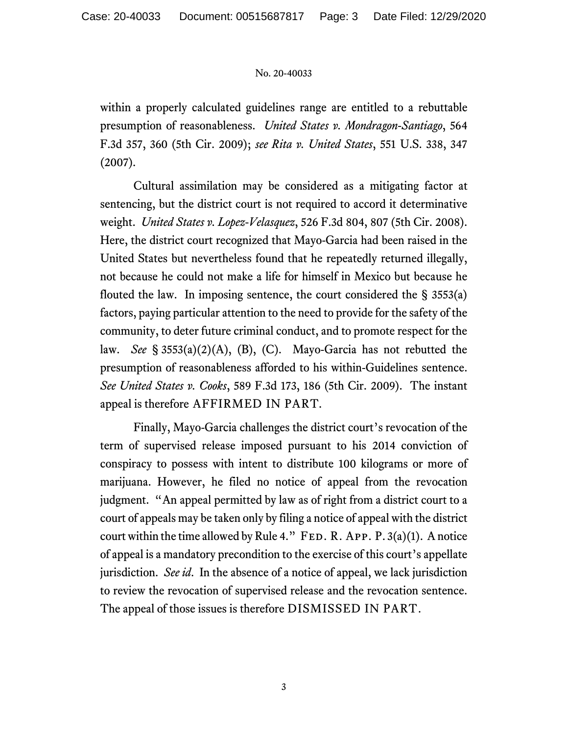within a properly calculated guidelines range are entitled to a rebuttable presumption of reasonableness. *United States v. Mondragon-Santiago*, 564 F.3d 357, 360 (5th Cir. 2009); *see Rita v. United States*, 551 U.S. 338, 347 (2007).

Cultural assimilation may be considered as a mitigating factor at sentencing, but the district court is not required to accord it determinative weight. *United States v. Lopez-Velasquez*, 526 F.3d 804, 807 (5th Cir. 2008). Here, the district court recognized that Mayo-Garcia had been raised in the United States but nevertheless found that he repeatedly returned illegally, not because he could not make a life for himself in Mexico but because he flouted the law. In imposing sentence, the court considered the § 3553(a) factors, paying particular attention to the need to provide for the safety of the community, to deter future criminal conduct, and to promote respect for the law. *See* § 3553(a)(2)(A), (B), (C). Mayo-Garcia has not rebutted the presumption of reasonableness afforded to his within-Guidelines sentence. *See United States v. Cooks*, 589 F.3d 173, 186 (5th Cir. 2009). The instant appeal is therefore AFFIRMED IN PART.

Finally, Mayo-Garcia challenges the district court's revocation of the term of supervised release imposed pursuant to his 2014 conviction of conspiracy to possess with intent to distribute 100 kilograms or more of marijuana. However, he filed no notice of appeal from the revocation judgment. "An appeal permitted by law as of right from a district court to a court of appeals may be taken only by filing a notice of appeal with the district court within the time allowed by Rule 4." FED. R. APP. P. 3(a)(1). A notice of appeal is a mandatory precondition to the exercise of this court's appellate jurisdiction. *See id*. In the absence of a notice of appeal, we lack jurisdiction to review the revocation of supervised release and the revocation sentence. The appeal of those issues is therefore DISMISSED IN PART.